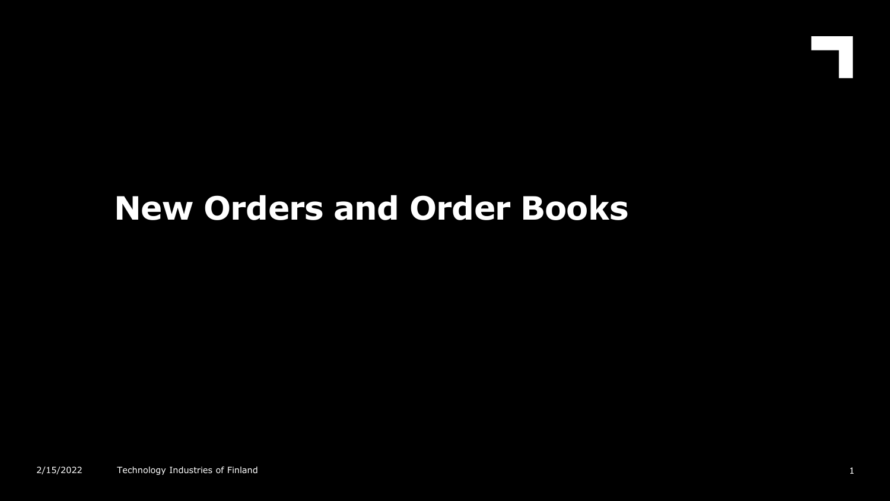# New Orders and Order Books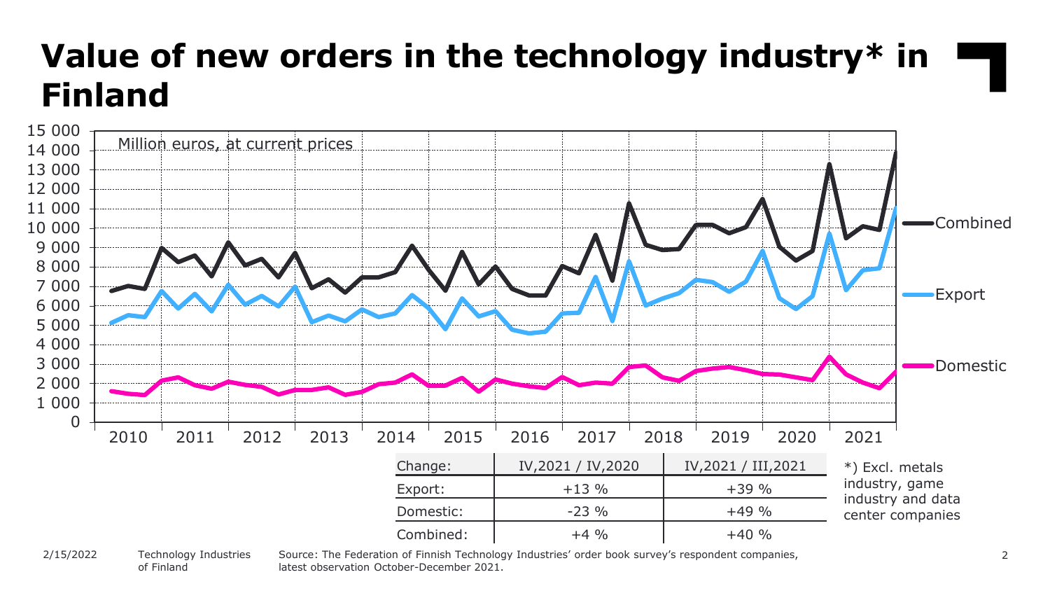# Value of new orders in the technology industry* in Finland

Million euros, at current prices

| Change: | IV,2021 / IV,2020 | IV,2021 / III,2021 |
|---|---|---|
| Export: | +13 % | +39 % |
| Domestic: | -23 % | +49 % |
| Combined: | +4 % | +40 % |

*) Excl. metals industry, game industry and data center companies

Source: The Federation of Finnish Technology Industries' order book survey's respondent companies, latest observation October-December 2021.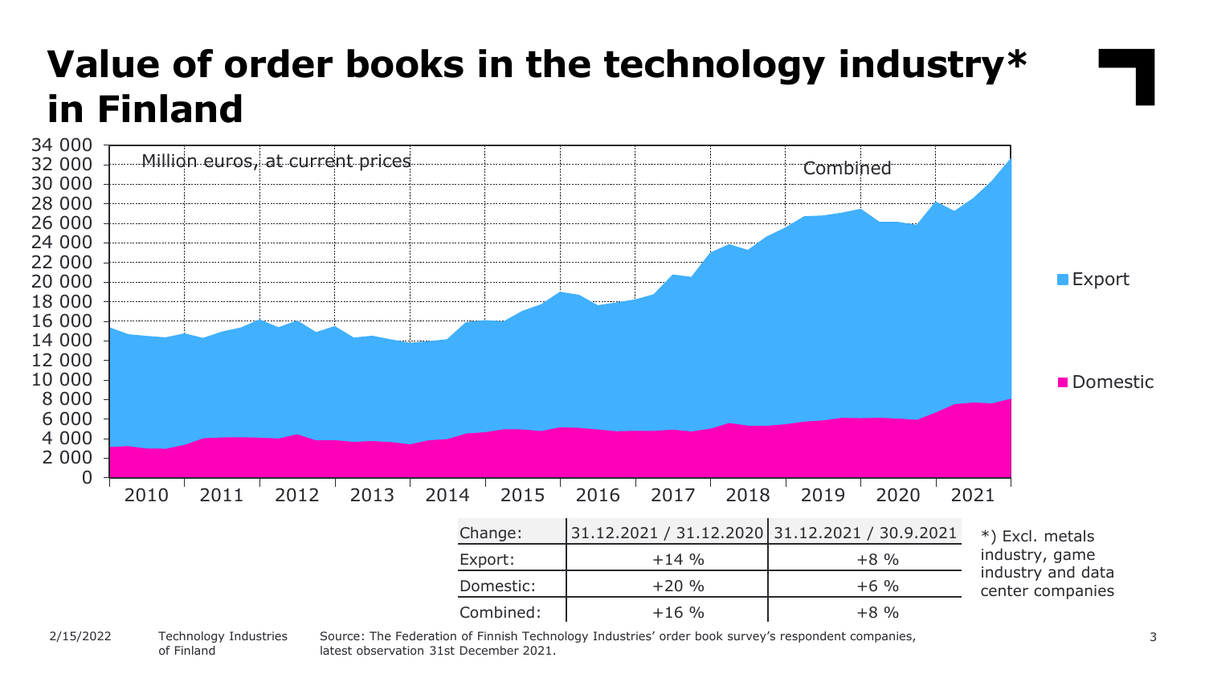# Value of order books in the technology industry* in Finland

Million euros, at current prices

Combined

Export

Domestic

| Change: | 31.12.2021 / 31.12.2020 | 31.12.2021 / 30.9.2021 |
|---|---|---|
| Export: | +14 % | +8 % |
| Domestic: | +20 % | +6 % |
| Combined: | +16 % | +8 % |

*) Excl. metals industry, game industry and data center companies

Source: The Federation of Finnish Technology Industries' order book survey's respondent companies, latest observation 31st December 2021.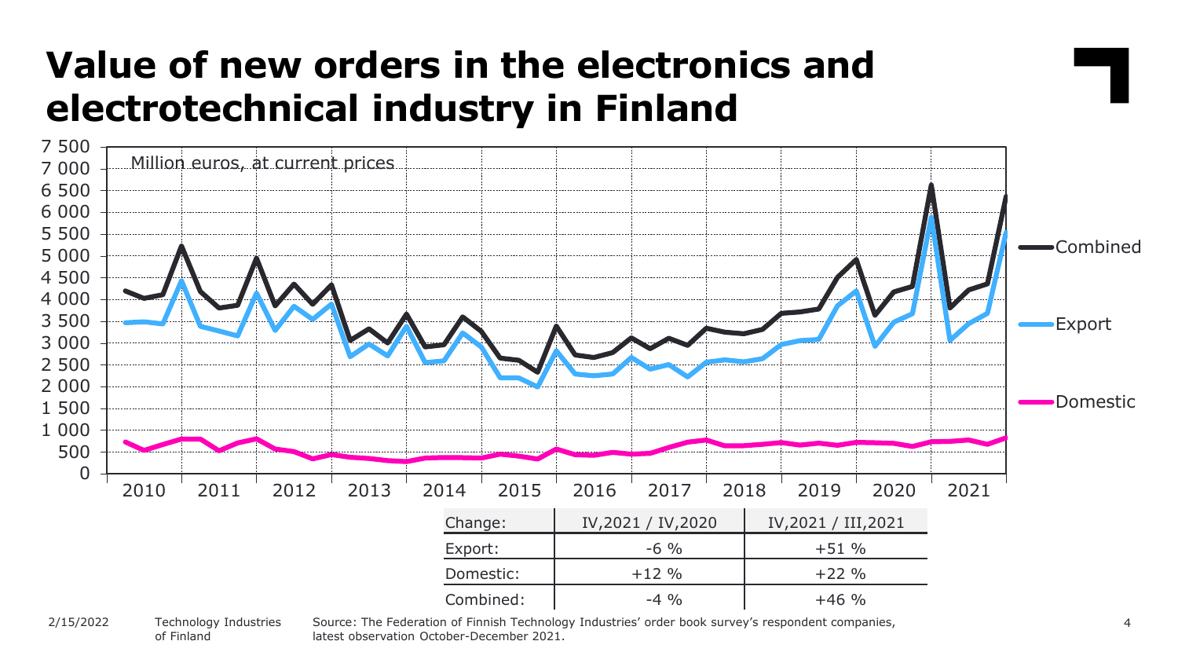# Value of new orders in the electronics and electrotechnical industry in Finland

Million euros, at current prices

| Change: | IV,2021 / IV,2020 | IV,2021 / III,2021 |
|---|---|---|
| Export: | -6 % | +51 % |
| Domestic: | +12 % | +22 % |
| Combined: | -4 % | +46 % |

Source: The Federation of Finnish Technology Industries' order book survey's respondent companies, latest observation October-December 2021.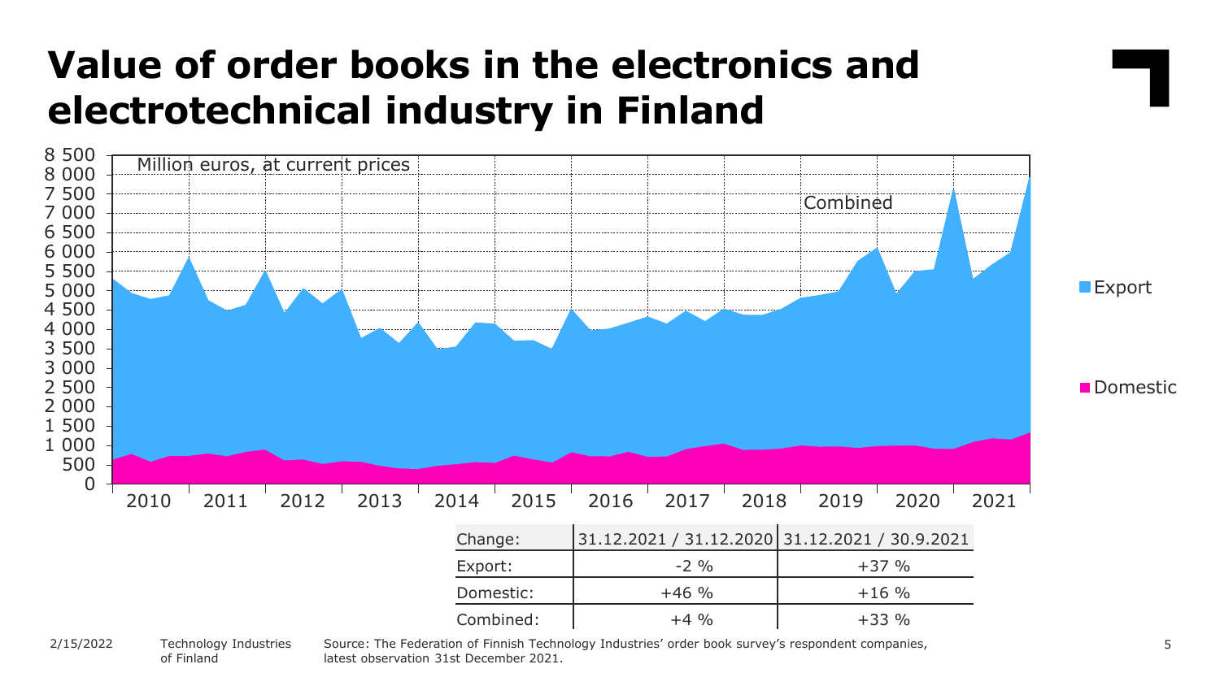# Value of order books in the electronics and electrotechnical industry in Finland

Million euros, at current prices

| Change: | 31.12.2021 / 31.12.2020 | 31.12.2021 / 30.9.2021 |
|---|---|---|
| Export: | -2 % | +37 % |
| Domestic: | +46 % | +16 % |
| Combined: | +4 % | +33 % |

Source: The Federation of Finnish Technology Industries' order book survey's respondent companies, latest observation 31st December 2021.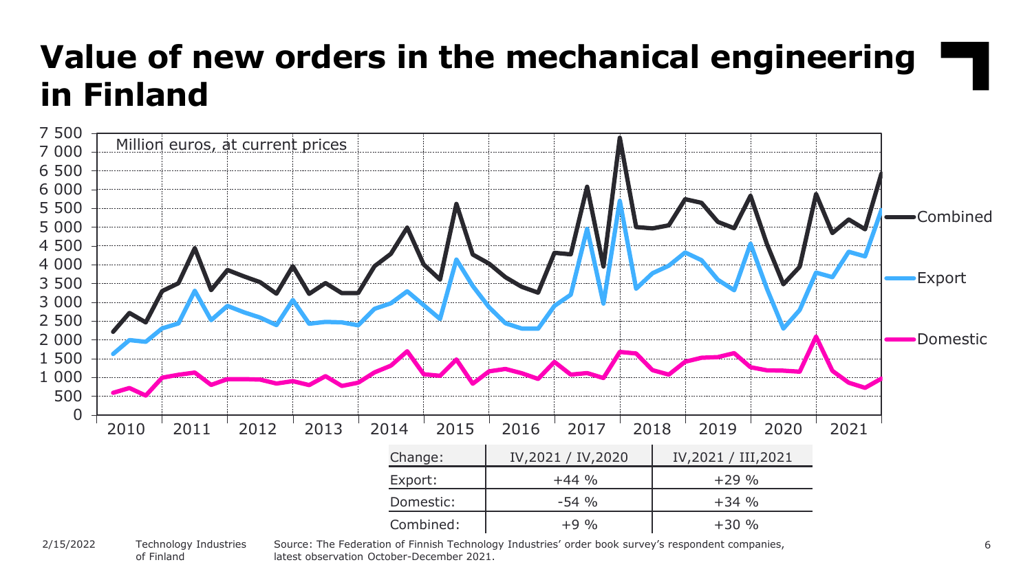# Value of new orders in the mechanical engineering in Finland

Million euros, at current prices

| Change: | IV,2021 / IV,2020 | IV,2021 / III,2021 |
|---|---|---|
| Export: | +44 % | +29 % |
| Domestic: | -54 % | +34 % |
| Combined: | +9 % | +30 % |

Source: The Federation of Finnish Technology Industries' order book survey's respondent companies, latest observation October-December 2021.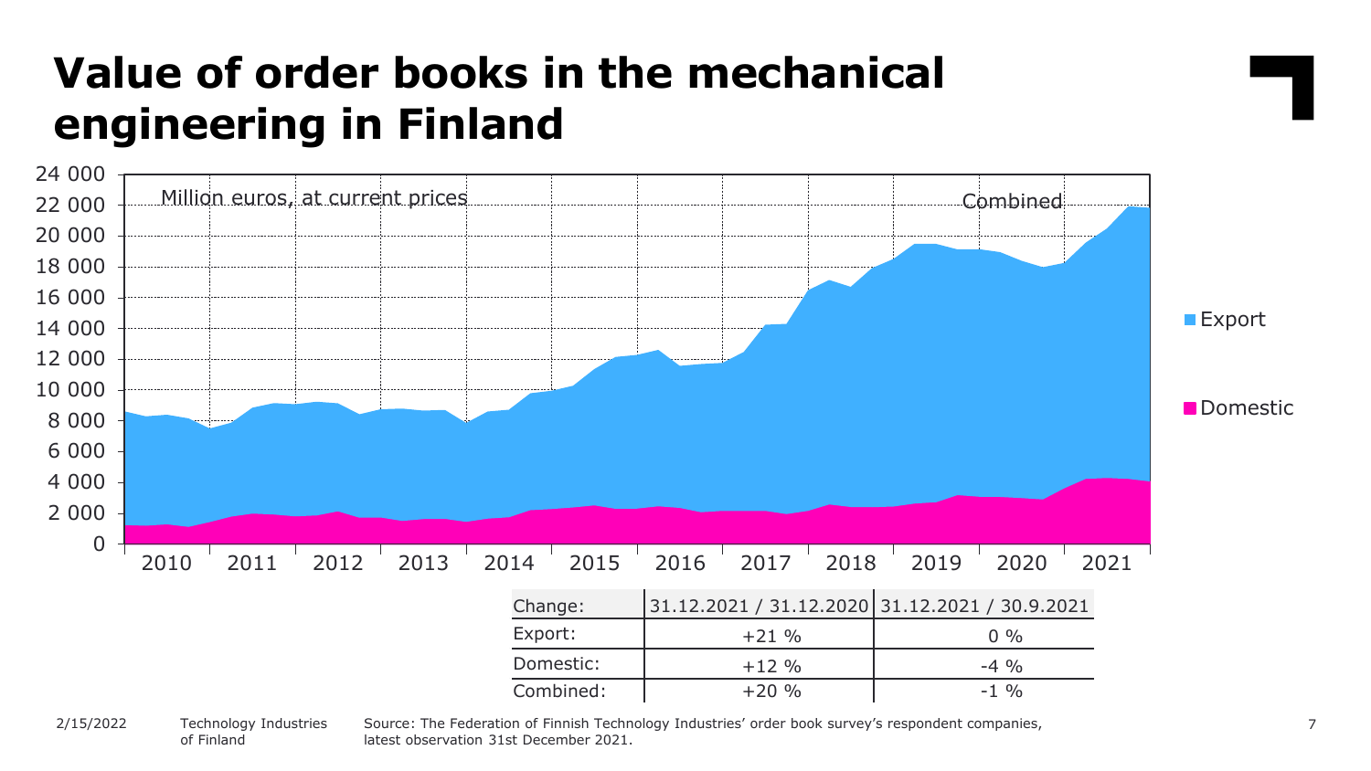# Value of order books in the mechanical engineering in Finland

Million euros, at current prices

Combined

Export

Domestic

| Change: | 31.12.2021 / 31.12.2020 | 31.12.2021 / 30.9.2021 |
|---|---|---|
| Export: | +21 % | 0 % |
| Domestic: | +12 % | -4 % |
| Combined: | +20 % | -1 % |

Source: The Federation of Finnish Technology Industries' order book survey's respondent companies, latest observation 31st December 2021.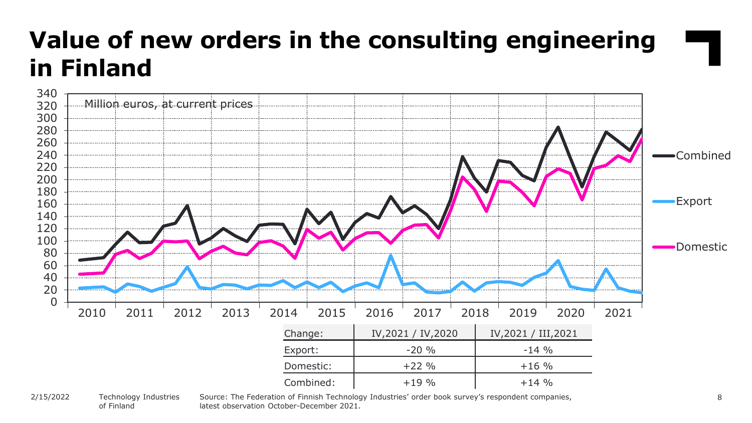# Value of new orders in the consulting engineering in Finland

| Change: | IV,2021 / IV,2020 | IV,2021 / III,2021 |
|---|---|---|
| Export: | -20 % | -14 % |
| Domestic: | +22 % | +16 % |
| Combined: | +19 % | +14 % |

Source: The Federation of Finnish Technology Industries' order book survey's respondent companies, latest observation October-December 2021.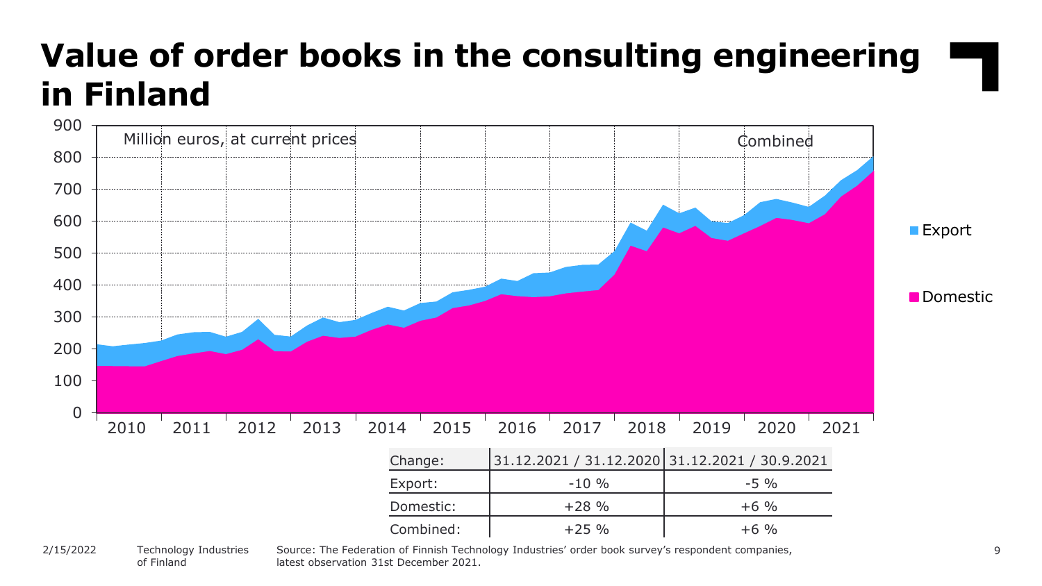# Value of order books in the consulting engineering in Finland

| Change: | 31.12.2021 / 31.12.2020 | 31.12.2021 / 30.9.2021 |
|---|---|---|
| Export: | -10 % | -5 % |
| Domestic: | +28 % | +6 % |
| Combined: | +25 % | +6 % |

Source: The Federation of Finnish Technology Industries' order book survey's respondent companies, latest observation 31st December 2021.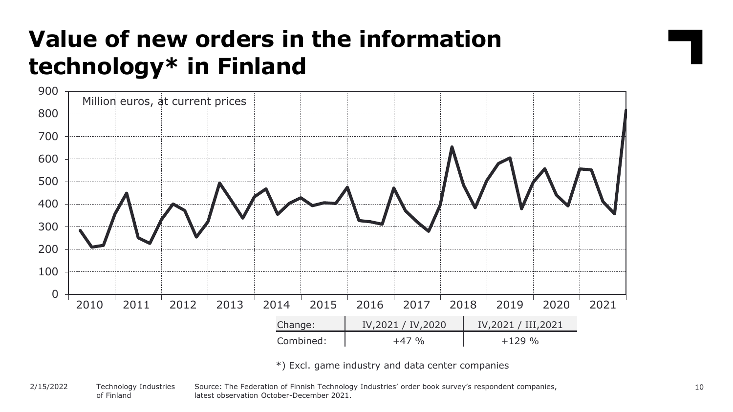# Value of new orders in the information technology* in Finland

Million euros, at current prices

| Change: | IV,2021 / IV,2020 | IV,2021 / III,2021 |
|---|---|---|
| Combined: | +47 % | +129 % |

*) Excl. game industry and data center companies

Source: The Federation of Finnish Technology Industries' order book survey's respondent companies, latest observation October-December 2021.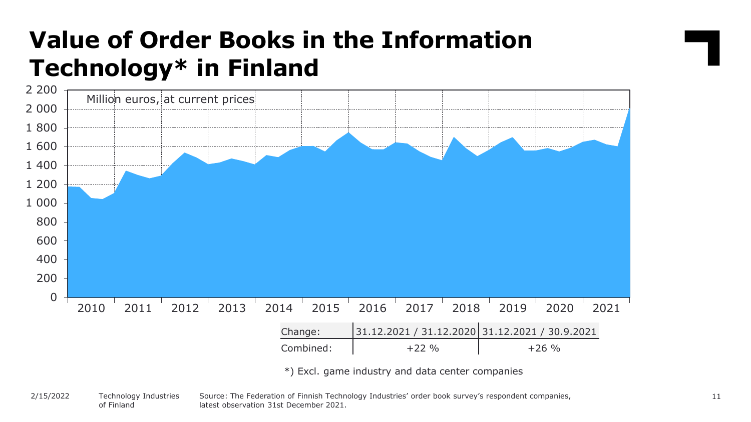# Value of Order Books in the Information Technology* in Finland

Million euros, at current prices

2 200
2 000
1 800
1 600
1 400
1 200
1 000
800
600
400
200
0

2010 2011 2012 2013 2014 2015 2016 2017 2018 2019 2020 2021

| Change: | 31.12.2021 / 31.12.2020 | 31.12.2021 / 30.9.2021 |
|---|---|---|
| Combined: | +22 % | +26 % |

*) Excl. game industry and data center companies

2/15/2022 Technology Industries of Finland

Source: The Federation of Finnish Technology Industries' order book survey's respondent companies, latest observation 31st December 2021.